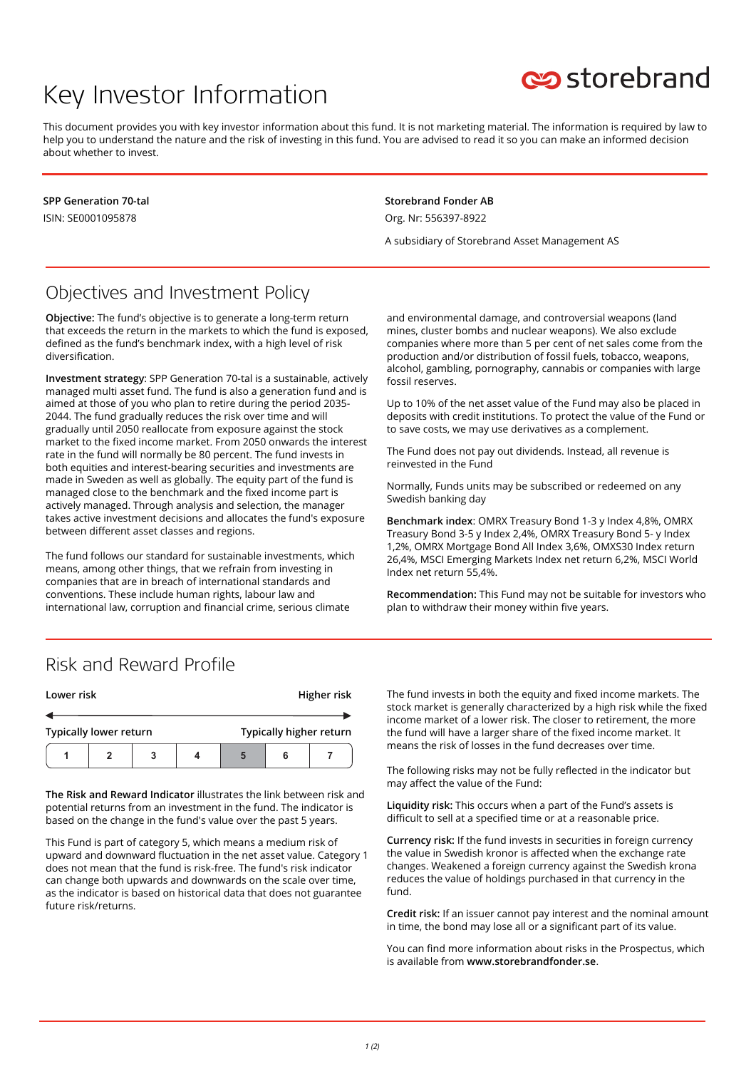# Key Investor Information

storebrand

This document provides you with key investor information about this fund. It is not marketing material. The information is required by law to help you to understand the nature and the risk of investing in this fund. You are advised to read it so you can make an informed decision about whether to invest.

**SPP Generation 70-tal**

ISIN: SE0001095878

**Storebrand Fonder AB**

Org. Nr: 556397-8922

A subsidiary of Storebrand Asset Management AS

## Objectives and Investment Policy

**Objective:** The fund's objective is to generate a long-term return that exceeds the return in the markets to which the fund is exposed, defined as the fund's benchmark index, with a high level of risk diversification.

**Investment strategy**: SPP Generation 70-tal is a sustainable, actively managed multi asset fund. The fund is also a generation fund and is aimed at those of you who plan to retire during the period 2035-2044. The fund gradually reduces the risk over time and will gradually until 2050 reallocate from exposure against the stock market to the fixed income market. From 2050 onwards the interest rate in the fund will normally be 80 percent. The fund invests in both equities and interest-bearing securities and investments are made in Sweden as well as globally. The equity part of the fund is managed close to the benchmark and the fixed income part is actively managed. Through analysis and selection, the manager takes active investment decisions and allocates the fund's exposure between different asset classes and regions.

The fund follows our standard for sustainable investments, which means, among other things, that we refrain from investing in companies that are in breach of international standards and conventions. These include human rights, labour law and international law, corruption and financial crime, serious climate and environmental damage, and controversial weapons (land mines, cluster bombs and nuclear weapons). We also exclude companies where more than 5 per cent of net sales come from the production and/or distribution of fossil fuels, tobacco, weapons, alcohol, gambling, pornography, cannabis or companies with large fossil reserves.

Up to 10% of the net asset value of the Fund may also be placed in deposits with credit institutions. To protect the value of the Fund or to save costs, we may use derivatives as a complement.

The Fund does not pay out dividends. Instead, all revenue is reinvested in the Fund

Normally, Funds units may be subscribed or redeemed on any Swedish banking day

**Benchmark index**: OMRX Treasury Bond 1-3 y Index 4,8%, OMRX Treasury Bond 3-5 y Index 2,4%, OMRX Treasury Bond 5- y Index 1,2%, OMRX Mortgage Bond All Index 3,6%, OMXS30 Index return 26,4%, MSCI Emerging Markets Index net return 6,2%, MSCI World Index net return 55,4%.

**Recommendation:** This Fund may not be suitable for investors who plan to withdraw their money within five years.

## Risk and Reward Profile

| Lower risk | | | | | | Higher risk |
|---|---|---|---|---|---|---|
| Typically lower return | | | | | | Typically higher return |
| 1 | 2 | 3 | 4 | **5** | 6 | 7 |

**The Risk and Reward Indicator** illustrates the link between risk and potential returns from an investment in the fund. The indicator is based on the change in the fund's value over the past 5 years.

This Fund is part of category 5, which means a medium risk of upward and downward fluctuation in the net asset value. Category 1 does not mean that the fund is risk-free. The fund's risk indicator can change both upwards and downwards on the scale over time, as the indicator is based on historical data that does not guarantee future risk/returns.

The fund invests in both the equity and fixed income markets. The stock market is generally characterized by a high risk while the fixed income market of a lower risk. The closer to retirement, the more the fund will have a larger share of the fixed income market. It means the risk of losses in the fund decreases over time.

The following risks may not be fully reflected in the indicator but may affect the value of the Fund:

**Liquidity risk:** This occurs when a part of the Fund's assets is difficult to sell at a specified time or at a reasonable price.

**Currency risk:** If the fund invests in securities in foreign currency the value in Swedish kronor is affected when the exchange rate changes. Weakened a foreign currency against the Swedish krona reduces the value of holdings purchased in that currency in the fund.

**Credit risk:** If an issuer cannot pay interest and the nominal amount in time, the bond may lose all or a significant part of its value.

You can find more information about risks in the Prospectus, which is available from **www.storebrandfonder.se**.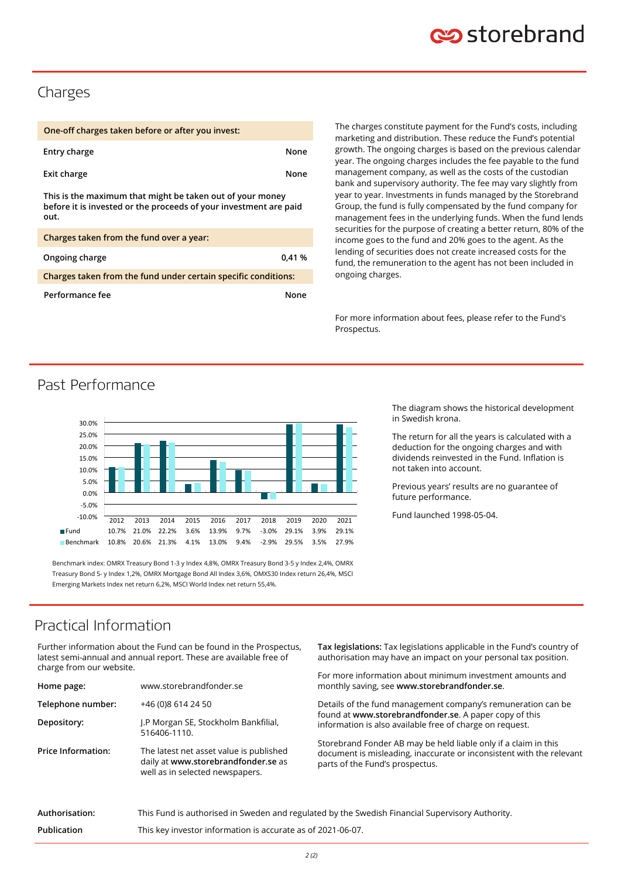## Charges

| One-off charges taken before or after you invest: | |
|---|---|
| **Entry charge** | **None** |
| **Exit charge** | **None** |

**This is the maximum that might be taken out of your money before it is invested or the proceeds of your investment are paid out.**

| Charges taken from the fund over a year: | |
|---|---|
| **Ongoing charge** | **0,41 %** |
| **Charges taken from the fund under certain specific conditions:** | |
| **Performance fee** | **None** |

The charges constitute payment for the Fund's costs, including marketing and distribution. These reduce the Fund's potential growth. The ongoing charges is based on the previous calendar year. The ongoing charges includes the fee payable to the fund management company, as well as the costs of the custodian bank and supervisory authority. The fee may vary slightly from year to year. Investments in funds managed by the Storebrand Group, the fund is fully compensated by the fund company for management fees in the underlying funds. When the fund lends securities for the purpose of creating a better return, 80% of the income goes to the fund and 20% goes to the agent. As the lending of securities does not create increased costs for the fund, the remuneration to the agent has not been included in ongoing charges.

For more information about fees, please refer to the Fund's Prospectus.

## Past Performance

30.0%
25.0%
20.0%
15.0%
10.0%
5.0%
0.0%
-5.0%
-10.0%

2012 2013 2014 2015 2016 2017 2018 2019 2020 2021

Fund 10.7% 21.0% 22.2% 3.6% 13.9% 9.7% -3.0% 29.1% 3.9% 29.1%

Benchmark 10.8% 20.6% 21.3% 4.1% 13.0% 9.4% -2.9% 29.5% 3.5% 27.9%

Benchmark index: OMRX Treasury Bond 1-3 y Index 4,8%, OMRX Treasury Bond 3-5 y Index 2,4%, OMRX Treasury Bond 5- y Index 1,2%, OMRX Mortgage Bond All Index 3,6%, OMXS30 Index return 26,4%, MSCI Emerging Markets Index net return 6,2%, MSCI World Index net return 55,4%.

The diagram shows the historical development in Swedish krona.

The return for all the years is calculated with a deduction for the ongoing charges and with dividends reinvested in the Fund. Inflation is not taken into account.

Previous years' results are no guarantee of future performance.

Fund launched 1998-05-04.

## Practical Information

Further information about the Fund can be found in the Prospectus, latest semi-annual and annual report. These are available free of charge from our website.

| | |
|---|---|
| **Home page:** | www.storebrandfonder.se |
| **Telephone number:** | +46 (0)8 614 24 50 |
| **Depository:** | J.P Morgan SE, Stockholm Bankfilial, 516406-1110. |
| **Price Information:** | The latest net asset value is published daily at **www.storebrandfonder.se** as well as in selected newspapers. |

**Tax legislations:** Tax legislations applicable in the Fund's country of authorisation may have an impact on your personal tax position.

For more information about minimum investment amounts and monthly saving, see **www.storebrandfonder.se**.

Details of the fund management company's remuneration can be found at **www.storebrandfonder.se**. A paper copy of this information is also available free of charge on request.

Storebrand Fonder AB may be held liable only if a claim in this document is misleading, inaccurate or inconsistent with the relevant parts of the Fund's prospectus.

| | |
|---|---|
| **Authorisation:** | This Fund is authorised in Sweden and regulated by the Swedish Financial Supervisory Authority. |
| **Publication** | This key investor information is accurate as of 2021-06-07. |